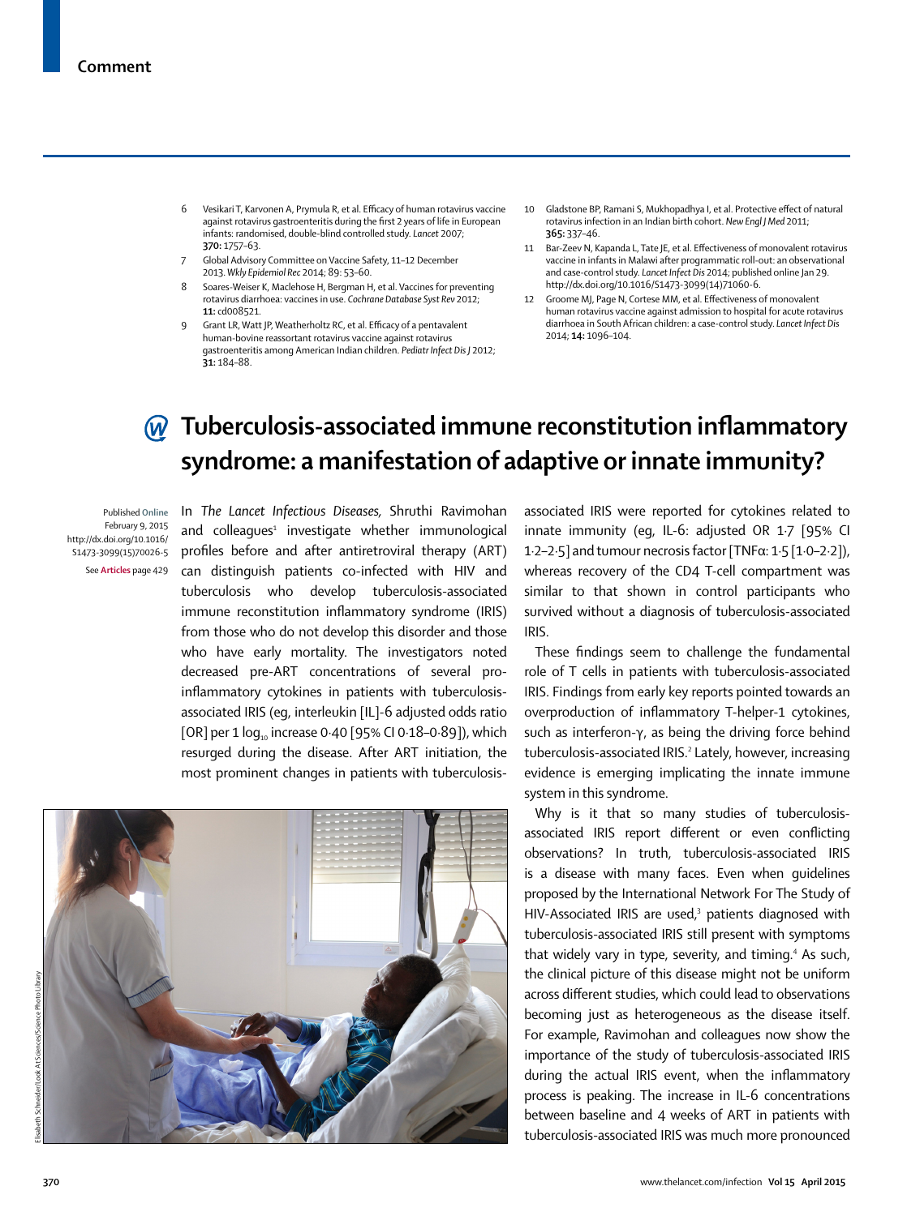6 Vesikari T, Karvonen A, Prymula R, et al. Efficacy of human rotavirus vaccine against rotavirus gastroenteritis during the first 2 years of life in European infants: randomised, double-blind controlled study. *Lancet* 2007; **370:** 1757–63.

7 Global Advisory Committee on Vaccine Safety, 11–12 December 2013. *Wkly Epidemiol Rec* 2014; 89: 53–60.

8 Soares-Weiser K, Maclehose H, Bergman H, et al. Vaccines for preventing rotavirus diarrhoea: vaccines in use. *Cochrane Database Syst Rev* 2012; **11:** cd008521.

9 Grant LR, Watt JP, Weatherholtz RC, et al. Efficacy of a pentavalent human-bovine reassortant rotavirus vaccine against rotavirus gastroenteritis among American Indian children. *Pediatr Infect Dis J* 2012; **31:** 184–88.

10 Gladstone BP, Ramani S, Mukhopadhya I, et al. Protective effect of natural rotavirus infection in an Indian birth cohort. *New Engl J Med* 2011; **365:** 337–46.

11 Bar-Zeev N, Kapanda L, Tate JE, et al. Effectiveness of monovalent rotavirus vaccine in infants in Malawi after programmatic roll-out: an observational and case-control study. *Lancet Infect Dis* 2014; published online Jan 29. http://dx.doi.org/10.1016/S1473-3099(14)71060-6.

12 Groome MJ, Page N, Cortese MM, et al. Effectiveness of monovalent human rotavirus vaccine against admission to hospital for acute rotavirus diarrhoea in South African children: a case-control study. *Lancet Infect Dis* 2014; **14:** 1096–104.

# Tuberculosis-associated immune reconstitution inflammatory syndrome: a manifestation of adaptive or innate immunity?

Published Online February 9, 2015 http://dx.doi.org/10.1016/S1473-3099(15)70026-5

See **Articles** page 429

In *The Lancet Infectious Diseases,* Shruthi Ravimohan and colleagues[1] investigate whether immunological profiles before and after antiretroviral therapy (ART) can distinguish patients co-infected with HIV and tuberculosis who develop tuberculosis-associated immune reconstitution inflammatory syndrome (IRIS) from those who do not develop this disorder and those who have early mortality. The investigators noted decreased pre-ART concentrations of several pro-inflammatory cytokines in patients with tuberculosis-associated IRIS (eg, interleukin [IL]-6 adjusted odds ratio [OR] per 1 $\log_{10}$ increase 0·40 [95% CI 0·18–0·89]), which resurged during the disease. After ART initiation, the most prominent changes in patients with tuberculosis-associated IRIS were reported for cytokines related to innate immunity (eg, IL-6: adjusted OR 1·7 [95% CI 1·2–2·5] and tumour necrosis factor [TNFα: 1·5 [1·0–2·2]), whereas recovery of the CD4 T-cell compartment was similar to that shown in control participants who survived without a diagnosis of tuberculosis-associated IRIS.

These findings seem to challenge the fundamental role of T cells in patients with tuberculosis-associated IRIS. Findings from early key reports pointed towards an overproduction of inflammatory T-helper-1 cytokines, such as interferon-γ, as being the driving force behind tuberculosis-associated IRIS.[2] Lately, however, increasing evidence is emerging implicating the innate immune system in this syndrome.

Why is it that so many studies of tuberculosis-associated IRIS report different or even conflicting observations? In truth, tuberculosis-associated IRIS is a disease with many faces. Even when guidelines proposed by the International Network For The Study of HIV-Associated IRIS are used,[3] patients diagnosed with tuberculosis-associated IRIS still present with symptoms that widely vary in type, severity, and timing.[4] As such, the clinical picture of this disease might not be uniform across different studies, which could lead to observations becoming just as heterogeneous as the disease itself. For example, Ravimohan and colleagues now show the importance of the study of tuberculosis-associated IRIS during the actual IRIS event, when the inflammatory process is peaking. The increase in IL-6 concentrations between baseline and 4 weeks of ART in patients with tuberculosis-associated IRIS was much more pronounced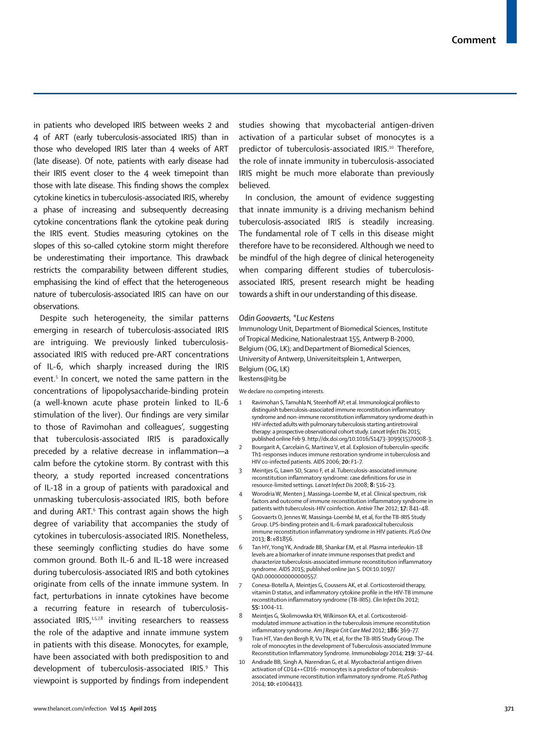in patients who developed IRIS between weeks 2 and 4 of ART (early tuberculosis-associated IRIS) than in those who developed IRIS later than 4 weeks of ART (late disease). Of note, patients with early disease had their IRIS event closer to the 4 week timepoint than those with late disease. This finding shows the complex cytokine kinetics in tuberculosis-associated IRIS, whereby a phase of increasing and subsequently decreasing cytokine concentrations flank the cytokine peak during the IRIS event. Studies measuring cytokines on the slopes of this so-called cytokine storm might therefore be underestimating their importance. This drawback restricts the comparability between different studies, emphasising the kind of effect that the heterogeneous nature of tuberculosis-associated IRIS can have on our observations.

Despite such heterogeneity, the similar patterns emerging in research of tuberculosis-associated IRIS are intriguing. We previously linked tuberculosis-associated IRIS with reduced pre-ART concentrations of IL-6, which sharply increased during the IRIS event.[5] In concert, we noted the same pattern in the concentrations of lipopolysaccharide-binding protein (a well-known acute phase protein linked to IL-6 stimulation of the liver). Our findings are very similar to those of Ravimohan and colleagues', suggesting that tuberculosis-associated IRIS is paradoxically preceded by a relative decrease in inflammation—a calm before the cytokine storm. By contrast with this theory, a study reported increased concentrations of IL-18 in a group of patients with paradoxical and unmasking tuberculosis-associated IRIS, both before and during ART.[6] This contrast again shows the high degree of variability that accompanies the study of cytokines in tuberculosis-associated IRIS. Nonetheless, these seemingly conflicting studies do have some common ground. Both IL-6 and IL-18 were increased during tuberculosis-associated IRIS and both cytokines originate from cells of the innate immune system. In fact, perturbations in innate cytokines have become a recurring feature in research of tuberculosis-associated IRIS,[1,5,7,8] inviting researchers to reassess the role of the adaptive and innate immune system in patients with this disease. Monocytes, for example, have been associated with both predisposition to and development of tuberculosis-associated IRIS.[9] This viewpoint is supported by findings from independent studies showing that mycobacterial antigen-driven activation of a particular subset of monocytes is a predictor of tuberculosis-associated IRIS.[10] Therefore, the role of innate immunity in tuberculosis-associated IRIS might be much more elaborate than previously believed.

In conclusion, the amount of evidence suggesting that innate immunity is a driving mechanism behind tuberculosis-associated IRIS is steadily increasing. The fundamental role of T cells in this disease might therefore have to be reconsidered. Although we need to be mindful of the high degree of clinical heterogeneity when comparing different studies of tuberculosis-associated IRIS, present research might be heading towards a shift in our understanding of this disease.

*Odin Goovaerts, \*Luc Kestens*

Immunology Unit, Department of Biomedical Sciences, Institute of Tropical Medicine, Nationalestraat 155, Antwerp B-2000, Belgium (OG, LK); and Department of Biomedical Sciences, University of Antwerp, Universiteitsplein 1, Antwerpen, Belgium (OG, LK)
lkestens@itg.be

We declare no competing interests.

1. Ravimohan S, Tamuhla N, Steenhoff AP, et al. Immunological profiles to distinguish tuberculosis-associated immune reconstitution inflammatory syndrome and non-immune reconstitution inflammatory syndrome death in HIV-infected adults with pulmonary tuberculosis starting antiretroviral therapy: a prospective observational cohort study. *Lancet Infect Dis* 2015; published online Feb 9. http://dx.doi.org/10.1016/S1473-3099(15)70008-3.
2. Bourgarit A, Carcelain G, Martinez V, et al. Explosion of tuberculin-specific Th1-responses induces immune restoration syndrome in tuberculosis and HIV co-infected patients. *AIDS* 2006; **20:** F1–7.
3. Meintjes G, Lawn SD, Scano F, et al. Tuberculosis-associated immune reconstitution inflammatory syndrome: case definitions for use in resource-limited settings. *Lancet Infect Dis* 2008; **8:** 516–23.
4. Worodria W, Menten J, Massinga-Loembe M, et al. Clinical spectrum, risk factors and outcome of immune reconstitution inflammatory syndrome in patients with tuberculosis-HIV coinfection. *Antivir Ther* 2012; **17:** 841–48.
5. Goovaerts O, Jennes W, Massinga-Loembé M, et al, for the TB-IRIS Study Group. LPS-binding protein and IL-6 mark paradoxical tuberculosis immune reconstitution inflammatory syndrome in HIV patients. *PLoS One* 2013; **8:** e81856.
6. Tan HY, Yong YK, Andrade BB, Shankar EM, et al. Plasma interleukin-18 levels are a biomarker of innate immune responses that predict and characterize tuberculosis-associated immune reconstitution inflammatory syndrome. *AIDS* 2015; published online Jan 5. DOI:10.1097/QAD.0000000000000557.
7. Conesa-Botella A, Meintjes G, Coussens AK, et al. Corticosteroid therapy, vitamin D status, and inflammatory cytokine profile in the HIV-TB immune reconstitution inflammatory syndrome (TB-IRIS). *Clin Infect Dis* 2012; **55:** 1004–11.
8. Meintjes G, Skolimowska KH, Wilkinson KA, et al. Corticosteroid-modulated immune activation in the tuberculosis immune reconstitution inflammatory syndrome. *Am J Respir Crit Care Med* 2012; **186:** 369–77.
9. Tran HT, Van den Bergh R, Vu TN, et al, for the TB-IRIS Study Group. The role of monocytes in the development of Tuberculosis-associated Immune Reconstitution Inflammatory Syndrome. *Immunobiology* 2014; **219:** 37–44.
10. Andrade BB, Singh A, Narendran G, et al. Mycobacterial antigen driven activation of CD14++CD16- monocytes is a predictor of tuberculosis-associated immune reconstitution inflammatory syndrome. *PLoS Pathog* 2014; **10:** e1004433.